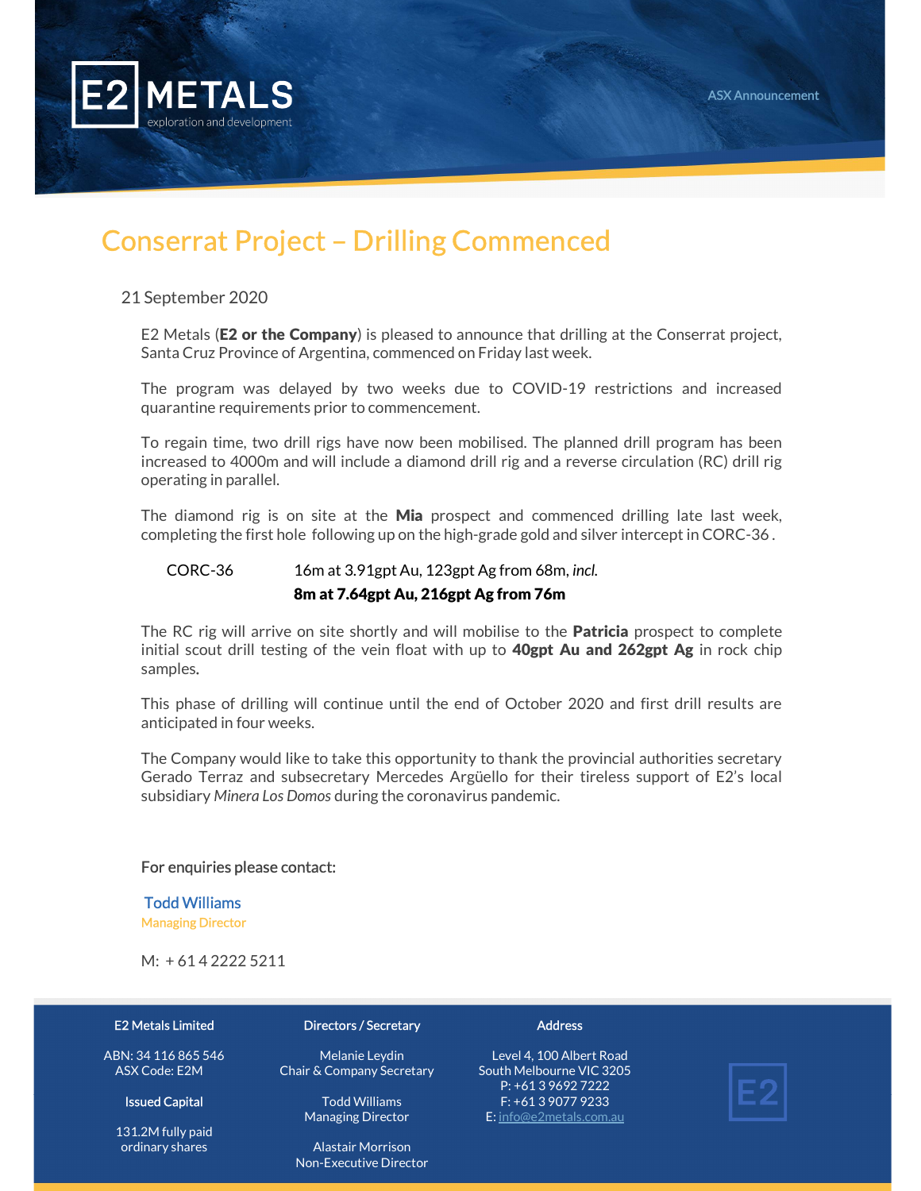E2 METALS

exploration and development

ASX Announcement

# Conserrat Project – Drilling Commenced

21 September 2020

E2 Metals (**E2 or the Company**) is pleased to announce that drilling at the Conserrat project, Santa Cruz Province of Argentina, commenced on Friday last week.

The program was delayed by two weeks due to COVID-19 restrictions and increased quarantine requirements prior to commencement.

To regain time, two drill rigs have now been mobilised. The planned drill program has been increased to 4000m and will include a diamond drill rig and a reverse circulation (RC) drill rig operating in parallel.

The diamond rig is on site at the **Mia** prospect and commenced drilling late last week, completing the first hole following up on the high-grade gold and silver intercept in CORC-36 .

| | |
|---|---|
| CORC-36 | 16m at 3.91gpt Au, 123gpt Ag from 68m, *incl.* |
| | **8m at 7.64gpt Au, 216gpt Ag from 76m** |

The RC rig will arrive on site shortly and will mobilise to the **Patricia** prospect to complete initial scout drill testing of the vein float with up to **40gpt Au and 262gpt Ag** in rock chip samples.

This phase of drilling will continue until the end of October 2020 and first drill results are anticipated in four weeks.

The Company would like to take this opportunity to thank the provincial authorities secretary Gerado Terraz and subsecretary Mercedes Argüello for their tireless support of E2's local subsidiary *Minera Los Domos* during the coronavirus pandemic.

For enquiries please contact:

Todd Williams
Managing Director

M: + 61 4 2222 5211

**E2 Metals Limited**

ABN: 34 116 865 546
ASX Code: E2M

**Issued Capital**

131.2M fully paid ordinary shares

**Directors / Secretary**

Melanie Leydin
Chair & Company Secretary

Todd Williams
Managing Director

Alastair Morrison
Non-Executive Director

**Address**

Level 4, 100 Albert Road
South Melbourne VIC 3205
P: +61 3 9692 7222
F: +61 3 9077 9233
E: info@e2metals.com.au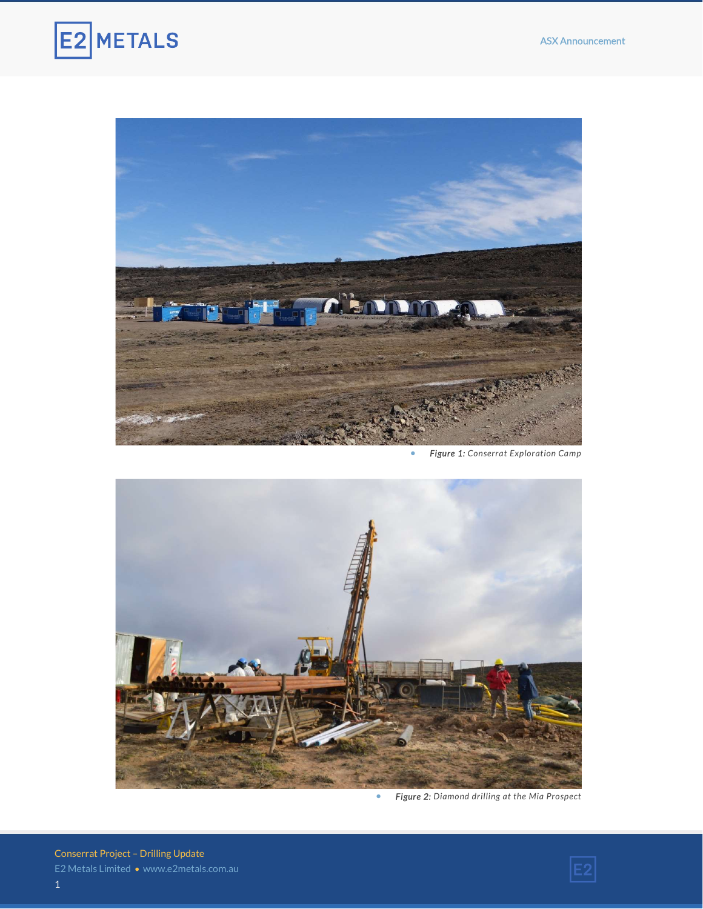*Figure 1:* Conserrat Exploration Camp

*Figure 2:* Diamond drilling at the Mia Prospect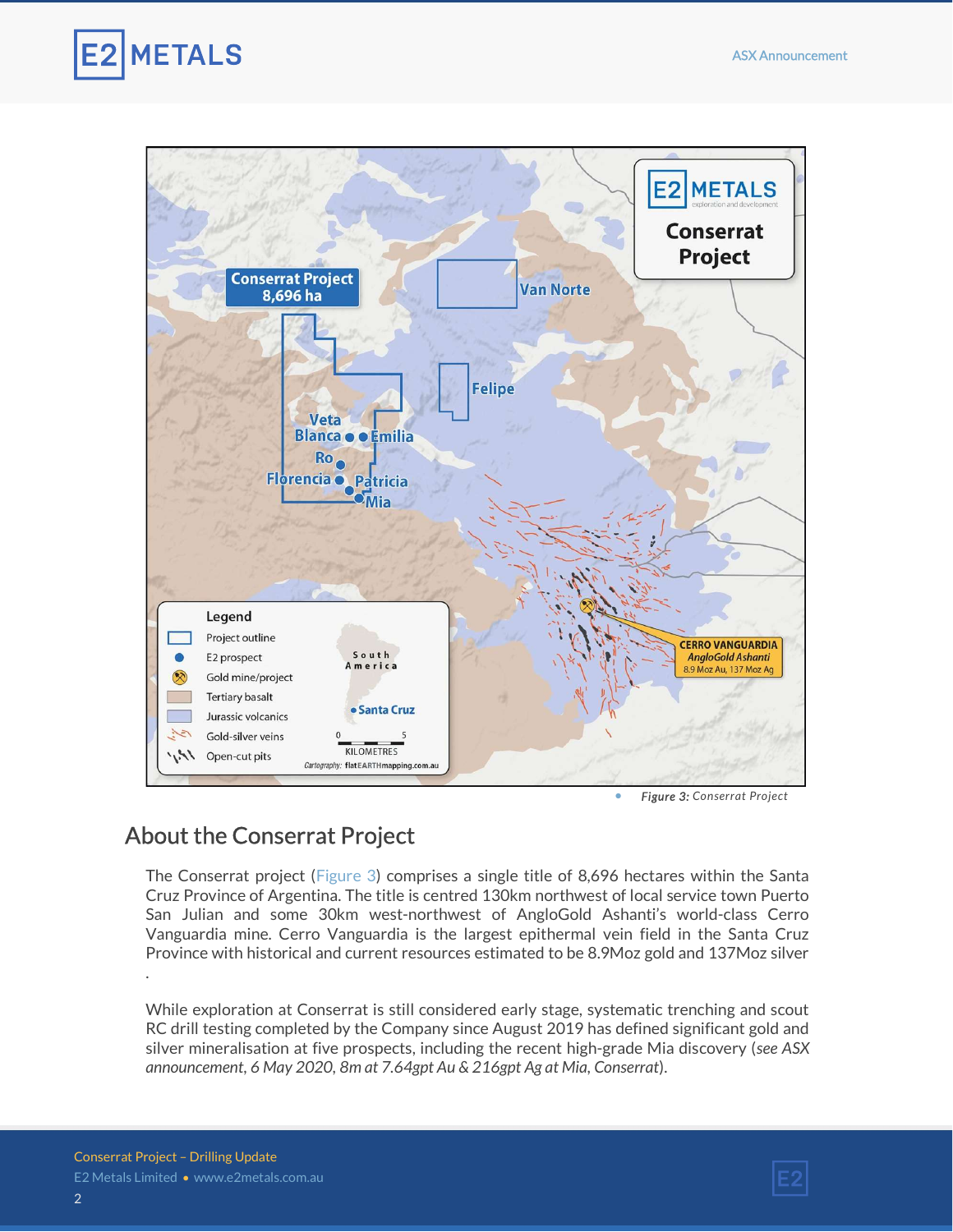Figure 3: Conserrat Project

## About the Conserrat Project

The Conserrat project (Figure 3) comprises a single title of 8,696 hectares within the Santa Cruz Province of Argentina. The title is centred 130km northwest of local service town Puerto San Julian and some 30km west-northwest of AngloGold Ashanti's world-class Cerro Vanguardia mine. Cerro Vanguardia is the largest epithermal vein field in the Santa Cruz Province with historical and current resources estimated to be 8.9Moz gold and 137Moz silver .

While exploration at Conserrat is still considered early stage, systematic trenching and scout RC drill testing completed by the Company since August 2019 has defined significant gold and silver mineralisation at five prospects, including the recent high-grade Mia discovery (*see ASX announcement, 6 May 2020, 8m at 7.64gpt Au & 216gpt Ag at Mia, Conserrat*).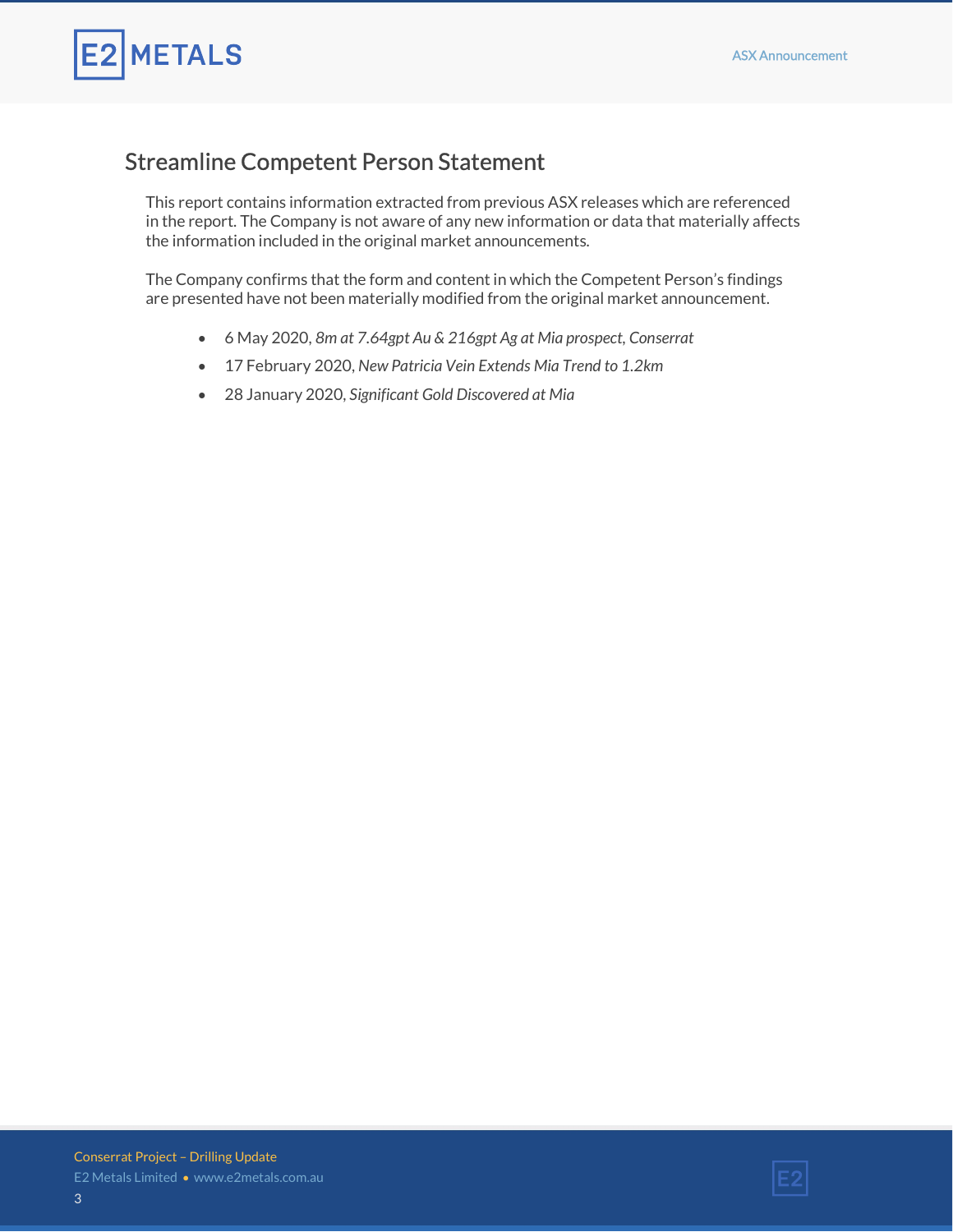## Streamline Competent Person Statement

This report contains information extracted from previous ASX releases which are referenced in the report. The Company is not aware of any new information or data that materially affects the information included in the original market announcements.

The Company confirms that the form and content in which the Competent Person's findings are presented have not been materially modified from the original market announcement.

- 6 May 2020, *8m at 7.64gpt Au & 216gpt Ag at Mia prospect, Conserrat*
- 17 February 2020, *New Patricia Vein Extends Mia Trend to 1.2km*
- 28 January 2020, *Significant Gold Discovered at Mia*